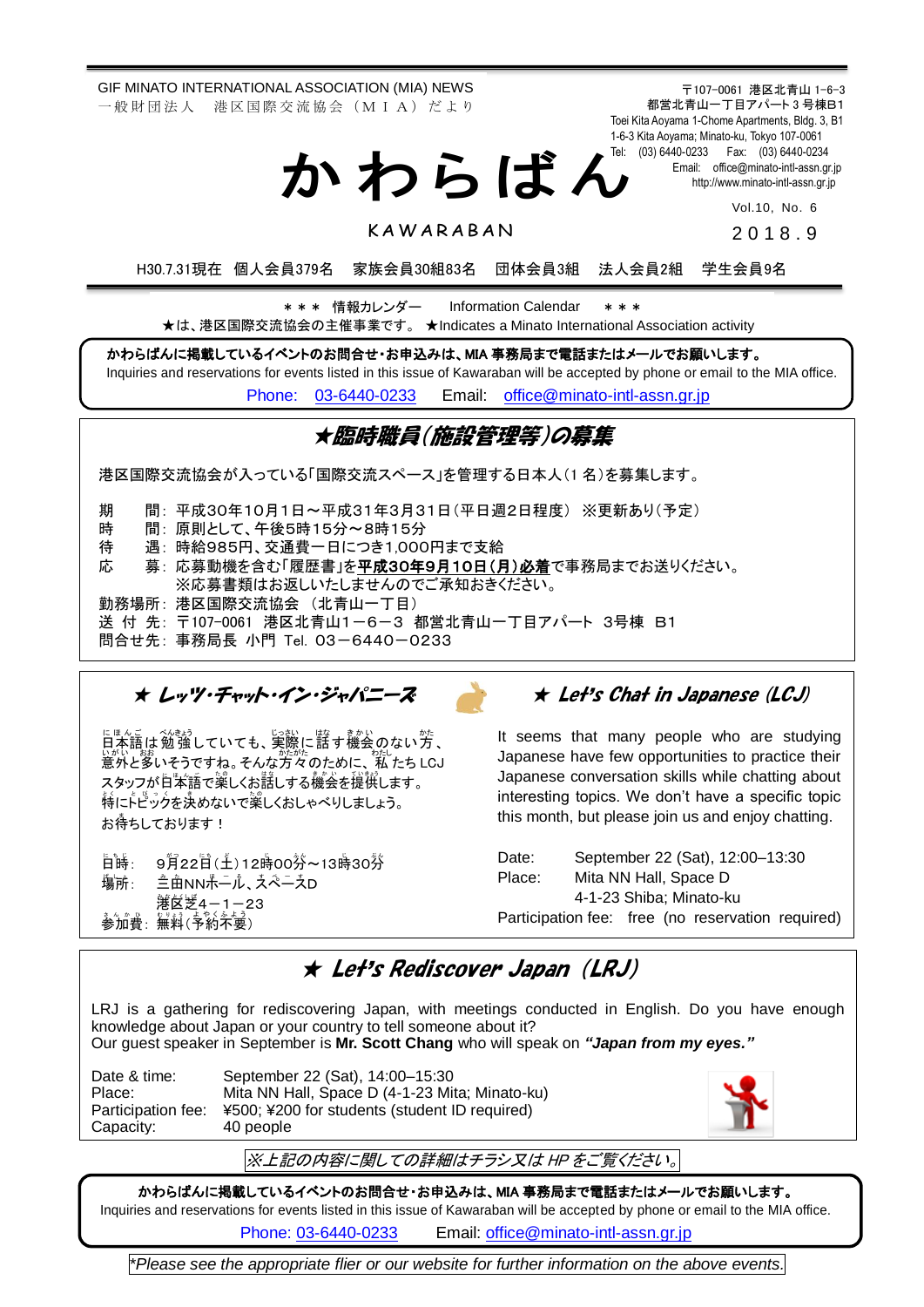GIF MINATO INTERNATIONAL ASSOCIATION (MIA) NEWS
一般財団法人　港区国際交流協会（ＭＩＡ）だより

〒107-0061 港区北青山 1-6-3
都営北青山一丁目アパート３号棟B1
Toei Kita Aoyama 1-Chome Apartments, Bldg. 3, B1
1-6-3 Kita Aoyama; Minato-ku, Tokyo 107-0061
Tel: (03) 6440-0233　Fax: (03) 6440-0234
Email: office@minato-intl-assn.gr.jp
http://www.minato-intl-assn.gr.jp

# かわらばん

KAWARABAN

Vol.10, No. 6
2018.9

H30.7.31現在　個人会員379名　家族会員30組83名　団体会員3組　法人会員2名　学生会員9名

＊＊＊ 情報カレンダー　Information Calendar　＊＊＊
★は、港区国際交流協会の主催事業です。 ★Indicates a Minato International Association activity

**かわらばんに掲載しているイベントのお問合せ・お申込みは、MIA 事務局まで電話またはメールでお願いします。**
Inquiries and reservations for events listed in this issue of Kawaraban will be accepted by phone or email to the MIA office.
Phone: 03-6440-0233　Email: office@minato-intl-assn.gr.jp

## ★臨時職員（施設管理等）の募集

港区国際交流協会が入っている「国際交流スペース」を管理する日本人（1 名）を募集します。

期　　間：平成30年10月1日～平成31年3月31日（平日週2日程度） ※更新あり（予定）
時　　間：原則として、午後5時15分～8時15分
待　　遇：時給985円、交通費一日につき1,000円まで支給
応　　募：応募動機を含む「履歴書」を**平成30年9月10日（月）必着**で事務局までお送りください。
　　　　　※応募書類はお返しいたしませんのでご承知おきください。
勤務場所：港区国際交流協会 （北青山一丁目）
送 付 先：〒107-0061 港区北青山１－６－３ 都営北青山一丁目アパート ３号棟 B1
問合せ先：事務局長 小門 Tel. 03－6440－0233

## ★ レッツ・チャット・イン・ジャパニーズ

日本語は勉強していても、実際に話す機会のない方、意外と多いそうですね。そんな方々のために、私たち LCJ スタッフが日本語で楽しくお話しする機会を提供します。
特にトピックを決めないで楽しくおしゃべりしましょう。
お待ちしております！

日時：　9月22日（土）12時00分～13時30分
場所：　三田NNホール、スペースD
　　　　港区芝4－1－23
参加費：無料（予約不要）

## ★ Let's Chat in Japanese (LCJ)

It seems that many people who are studying Japanese have few opportunities to practice their Japanese conversation skills while chatting about interesting topics. We don't have a specific topic this month, but please join us and enjoy chatting.

Date: September 22 (Sat), 12:00–13:30
Place: Mita NN Hall, Space D
4-1-23 Shiba; Minato-ku
Participation fee: free (no reservation required)

## ★ Let's Rediscover Japan (LRJ)

LRJ is a gathering for rediscovering Japan, with meetings conducted in English. Do you have enough knowledge about Japan or your country to tell someone about it?
Our guest speaker in September is **Mr. Scott Chang** who will speak on ***"Japan from my eyes."***

| | |
|---|---|
| Date & time: | September 22 (Sat), 14:00–15:30 |
| Place: | Mita NN Hall, Space D (4-1-23 Mita; Minato-ku) |
| Participation fee: | ¥500; ¥200 for students (student ID required) |
| Capacity: | 40 people |

*※上記の内容に関しての詳細はチラシ又は HP をご覧ください。*

**かわらばんに掲載しているイベントのお問合せ・お申込みは、MIA 事務局まで電話またはメールでお願いします。**
Inquiries and reservations for events listed in this issue of Kawaraban will be accepted by phone or email to the MIA office.
Phone: 03-6440-0233　Email: office@minato-intl-assn.gr.jp

*\*Please see the appropriate flier or our website for further information on the above events.*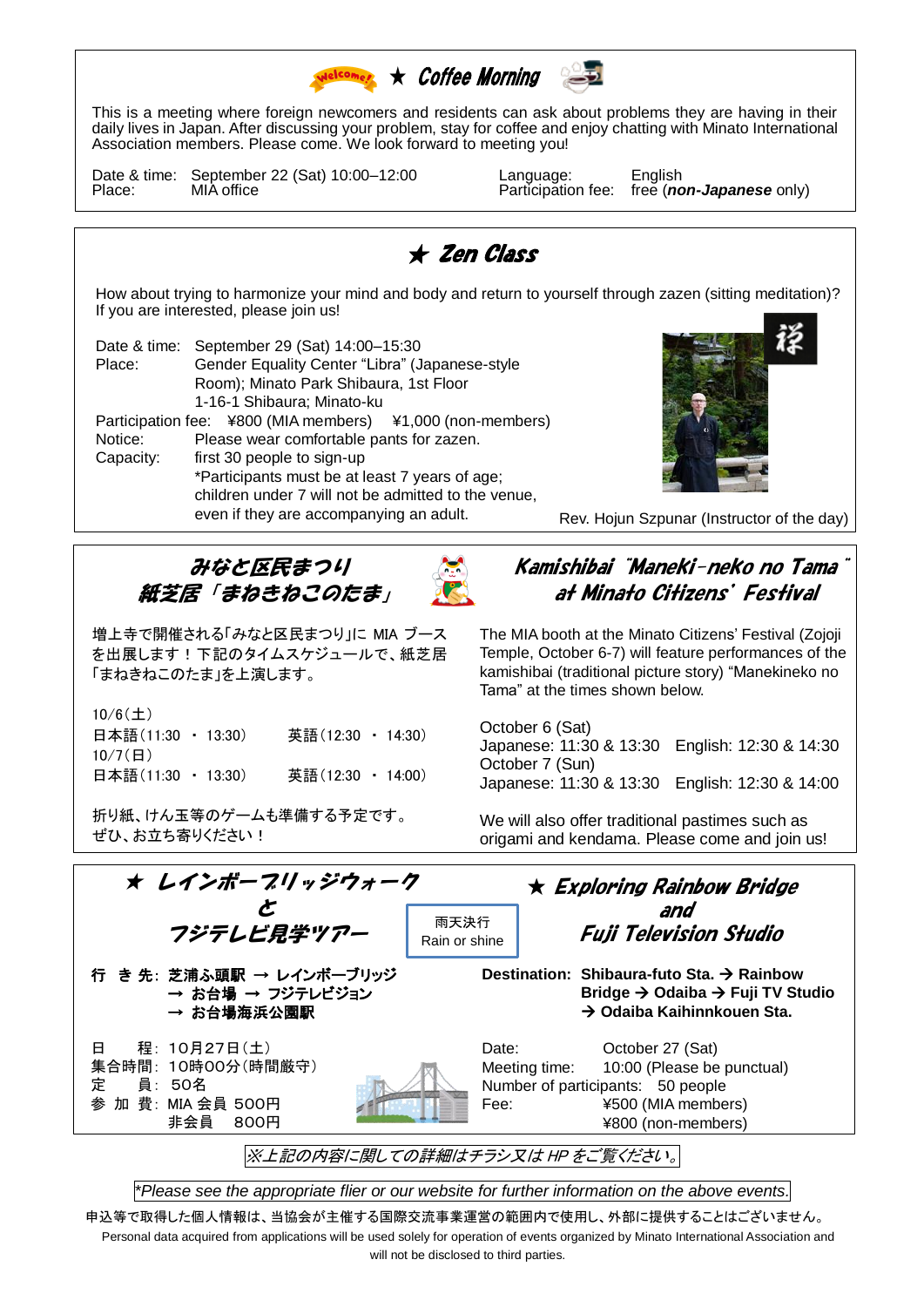## ★ Coffee Morning

This is a meeting where foreign newcomers and residents can ask about problems they are having in their daily lives in Japan. After discussing your problem, stay for coffee and enjoy chatting with Minato International Association members. Please come. We look forward to meeting you!

Date & time: September 22 (Sat) 10:00–12:00
Place: MIA office
Language: English
Participation fee: free (***non-Japanese*** only)

## ★ Zen Class

How about trying to harmonize your mind and body and return to yourself through zazen (sitting meditation)? If you are interested, please join us!

Date & time: September 29 (Sat) 14:00–15:30
Place: Gender Equality Center “Libra” (Japanese-style Room); Minato Park Shibaura, 1st Floor
1-16-1 Shibaura; Minato-ku
Participation fee: ¥800 (MIA members) ¥1,000 (non-members)
Notice: Please wear comfortable pants for zazen.
Capacity: first 30 people to sign-up
*Participants must be at least 7 years of age; children under 7 will not be admitted to the venue, even if they are accompanying an adult.

Rev. Hojun Szpunar (Instructor of the day)

## みなと区民まつり 紙芝居「まねきねこのたま」

増上寺で開催される「みなと区民まつり」に MIA ブースを出展します！下記のタイムスケジュールで、紙芝居「まねきねこのたま」を上演します。

10/6（土）
日本語（11:30 ・ 13:30） 英語（12:30 ・ 14:30）
10/7（日）
日本語（11:30 ・ 13:30） 英語（12:30 ・ 14:00）

折り紙、けん玉等のゲームも準備する予定です。
ぜひ、お立ち寄りください！

## Kamishibai “Maneki-neko no Tama” at Minato Citizens’ Festival

The MIA booth at the Minato Citizens’ Festival (Zojoji Temple, October 6-7) will feature performances of the kamishibai (traditional picture story) “Manekineko no Tama” at the times shown below.

October 6 (Sat)
Japanese: 11:30 & 13:30 English: 12:30 & 14:30
October 7 (Sun)
Japanese: 11:30 & 13:30 English: 12:30 & 14:00

We will also offer traditional pastimes such as origami and kendama. Please come and join us!

## ★ レインボーブリッジウォーク と フジテレビ見学ツアー

雨天決行
Rain or shine

**行 き 先: 芝浦ふ頭駅 → レインボーブリッジ → お台場 → フジテレビジョン → お台場海浜公園駅**

日　　程: 10月27日（土）
集合時間: 10時00分（時間厳守）
定　　員: 50名
参 加 費: MIA 会員 500円
非会員 800円

## ★ Exploring Rainbow Bridge and Fuji Television Studio

**Destination: Shibaura-futo Sta. → Rainbow Bridge → Odaiba → Fuji TV Studio → Odaiba Kaihinnkouen Sta.**

Date: October 27 (Sat)
Meeting time: 10:00 (Please be punctual)
Number of participants: 50 people
Fee: ¥500 (MIA members)
¥800 (non-members)

*※上記の内容に関しての詳細はチラシ又は HP をご覧ください。*

*\*Please see the appropriate flier or our website for further information on the above events.*

申込等で取得した個人情報は、当協会が主催する国際交流事業運営の範囲内で使用し、外部に提供することはございません。
Personal data acquired from applications will be used solely for operation of events organized by Minato International Association and will not be disclosed to third parties.